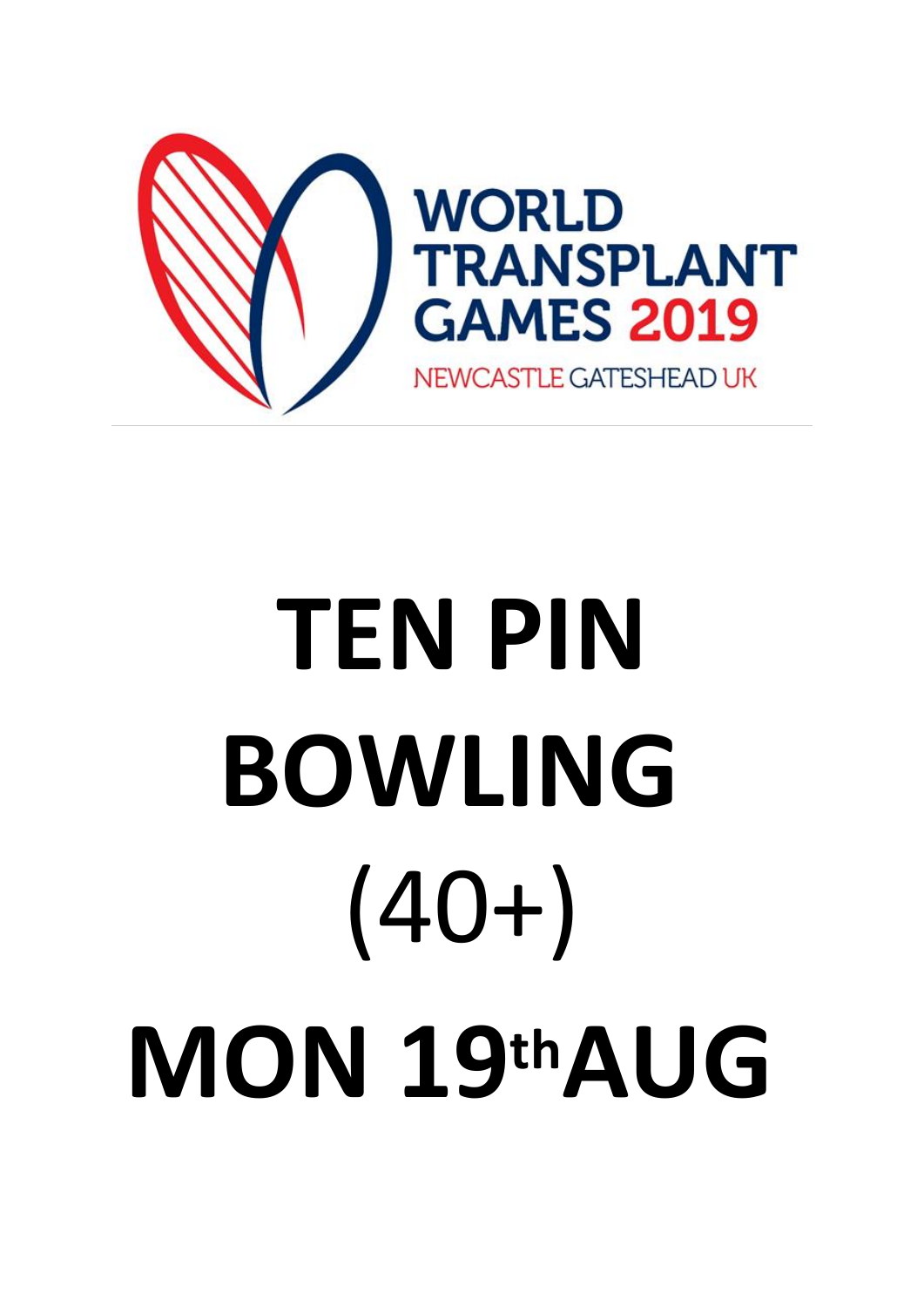WORLD TRANSPLANT GAMES 2019

NEWCASTLE GATESHEAD UK

# TEN PIN BOWLING

# (40+)

# MON 19th AUG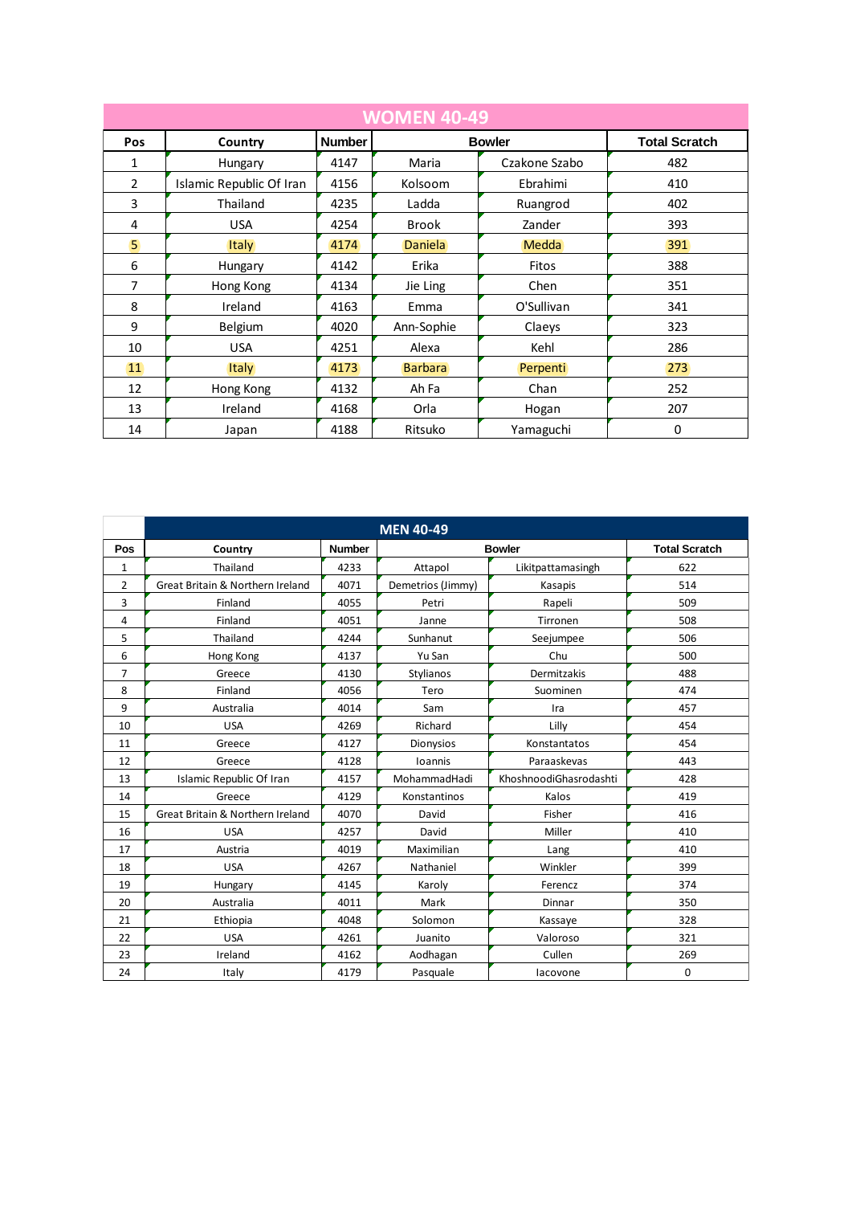## WOMEN 40-49

| Pos | Country | Number | Bowler | | Total Scratch |
|---|---|---|---|---|---|
| 1 | Hungary | 4147 | Maria | Czakone Szabo | 482 |
| 2 | Islamic Republic Of Iran | 4156 | Kolsoom | Ebrahimi | 410 |
| 3 | Thailand | 4235 | Ladda | Ruangrod | 402 |
| 4 | USA | 4254 | Brook | Zander | 393 |
| 5 | Italy | 4174 | Daniela | Medda | 391 |
| 6 | Hungary | 4142 | Erika | Fitos | 388 |
| 7 | Hong Kong | 4134 | Jie Ling | Chen | 351 |
| 8 | Ireland | 4163 | Emma | O'Sullivan | 341 |
| 9 | Belgium | 4020 | Ann-Sophie | Claeys | 323 |
| 10 | USA | 4251 | Alexa | Kehl | 286 |
| 11 | Italy | 4173 | Barbara | Perpenti | 273 |
| 12 | Hong Kong | 4132 | Ah Fa | Chan | 252 |
| 13 | Ireland | 4168 | Orla | Hogan | 207 |
| 14 | Japan | 4188 | Ritsuko | Yamaguchi | 0 |

## MEN 40-49

| Pos | Country | Number | Bowler | | Total Scratch |
|---|---|---|---|---|---|
| 1 | Thailand | 4233 | Attapol | Likitpattamasingh | 622 |
| 2 | Great Britain & Northern Ireland | 4071 | Demetrios (Jimmy) | Kasapis | 514 |
| 3 | Finland | 4055 | Petri | Rapeli | 509 |
| 4 | Finland | 4051 | Janne | Tirronen | 508 |
| 5 | Thailand | 4244 | Sunhanut | Seejumpee | 506 |
| 6 | Hong Kong | 4137 | Yu San | Chu | 500 |
| 7 | Greece | 4130 | Stylianos | Dermitzakis | 488 |
| 8 | Finland | 4056 | Tero | Suominen | 474 |
| 9 | Australia | 4014 | Sam | Ira | 457 |
| 10 | USA | 4269 | Richard | Lilly | 454 |
| 11 | Greece | 4127 | Dionysios | Konstantatos | 454 |
| 12 | Greece | 4128 | Ioannis | Paraaskevas | 443 |
| 13 | Islamic Republic Of Iran | 4157 | MohammadHadi | KhoshnoodiGhasrodashti | 428 |
| 14 | Greece | 4129 | Konstantinos | Kalos | 419 |
| 15 | Great Britain & Northern Ireland | 4070 | David | Fisher | 416 |
| 16 | USA | 4257 | David | Miller | 410 |
| 17 | Austria | 4019 | Maximilian | Lang | 410 |
| 18 | USA | 4267 | Nathaniel | Winkler | 399 |
| 19 | Hungary | 4145 | Karoly | Ferencz | 374 |
| 20 | Australia | 4011 | Mark | Dinnar | 350 |
| 21 | Ethiopia | 4048 | Solomon | Kassaye | 328 |
| 22 | USA | 4261 | Juanito | Valoroso | 321 |
| 23 | Ireland | 4162 | Aodhagan | Cullen | 269 |
| 24 | Italy | 4179 | Pasquale | Iacovone | 0 |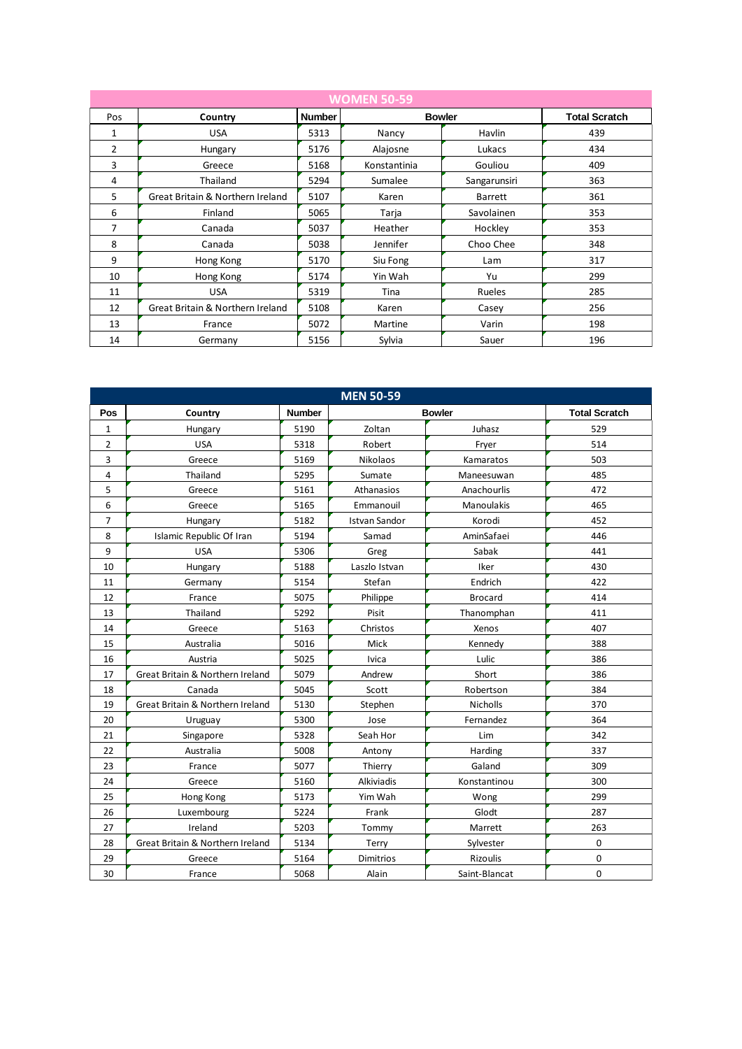| WOMEN 50-59 | | | | | |
|---|---|---|---|---|---|
| Pos | Country | Number | Bowler | | Total Scratch |
| 1 | USA | 5313 | Nancy | Havlin | 439 |
| 2 | Hungary | 5176 | Alajosne | Lukacs | 434 |
| 3 | Greece | 5168 | Konstantinia | Gouliou | 409 |
| 4 | Thailand | 5294 | Sumalee | Sangarunsiri | 363 |
| 5 | Great Britain & Northern Ireland | 5107 | Karen | Barrett | 361 |
| 6 | Finland | 5065 | Tarja | Savolainen | 353 |
| 7 | Canada | 5037 | Heather | Hockley | 353 |
| 8 | Canada | 5038 | Jennifer | Choo Chee | 348 |
| 9 | Hong Kong | 5170 | Siu Fong | Lam | 317 |
| 10 | Hong Kong | 5174 | Yin Wah | Yu | 299 |
| 11 | USA | 5319 | Tina | Rueles | 285 |
| 12 | Great Britain & Northern Ireland | 5108 | Karen | Casey | 256 |
| 13 | France | 5072 | Martine | Varin | 198 |
| 14 | Germany | 5156 | Sylvia | Sauer | 196 |

| MEN 50-59 | | | | | |
|---|---|---|---|---|---|
| Pos | Country | Number | Bowler | | Total Scratch |
| 1 | Hungary | 5190 | Zoltan | Juhasz | 529 |
| 2 | USA | 5318 | Robert | Fryer | 514 |
| 3 | Greece | 5169 | Nikolaos | Kamaratos | 503 |
| 4 | Thailand | 5295 | Sumate | Maneesuwan | 485 |
| 5 | Greece | 5161 | Athanasios | Anachourlis | 472 |
| 6 | Greece | 5165 | Emmanouil | Manoulakis | 465 |
| 7 | Hungary | 5182 | Istvan Sandor | Korodi | 452 |
| 8 | Islamic Republic Of Iran | 5194 | Samad | AminSafaei | 446 |
| 9 | USA | 5306 | Greg | Sabak | 441 |
| 10 | Hungary | 5188 | Laszlo Istvan | Iker | 430 |
| 11 | Germany | 5154 | Stefan | Endrich | 422 |
| 12 | France | 5075 | Philippe | Brocard | 414 |
| 13 | Thailand | 5292 | Pisit | Thanomphan | 411 |
| 14 | Greece | 5163 | Christos | Xenos | 407 |
| 15 | Australia | 5016 | Mick | Kennedy | 388 |
| 16 | Austria | 5025 | Ivica | Lulic | 386 |
| 17 | Great Britain & Northern Ireland | 5079 | Andrew | Short | 386 |
| 18 | Canada | 5045 | Scott | Robertson | 384 |
| 19 | Great Britain & Northern Ireland | 5130 | Stephen | Nicholls | 370 |
| 20 | Uruguay | 5300 | Jose | Fernandez | 364 |
| 21 | Singapore | 5328 | Seah Hor | Lim | 342 |
| 22 | Australia | 5008 | Antony | Harding | 337 |
| 23 | France | 5077 | Thierry | Galand | 309 |
| 24 | Greece | 5160 | Alkiviadis | Konstantinou | 300 |
| 25 | Hong Kong | 5173 | Yim Wah | Wong | 299 |
| 26 | Luxembourg | 5224 | Frank | Glodt | 287 |
| 27 | Ireland | 5203 | Tommy | Marrett | 263 |
| 28 | Great Britain & Northern Ireland | 5134 | Terry | Sylvester | 0 |
| 29 | Greece | 5164 | Dimitrios | Rizoulis | 0 |
| 30 | France | 5068 | Alain | Saint-Blancat | 0 |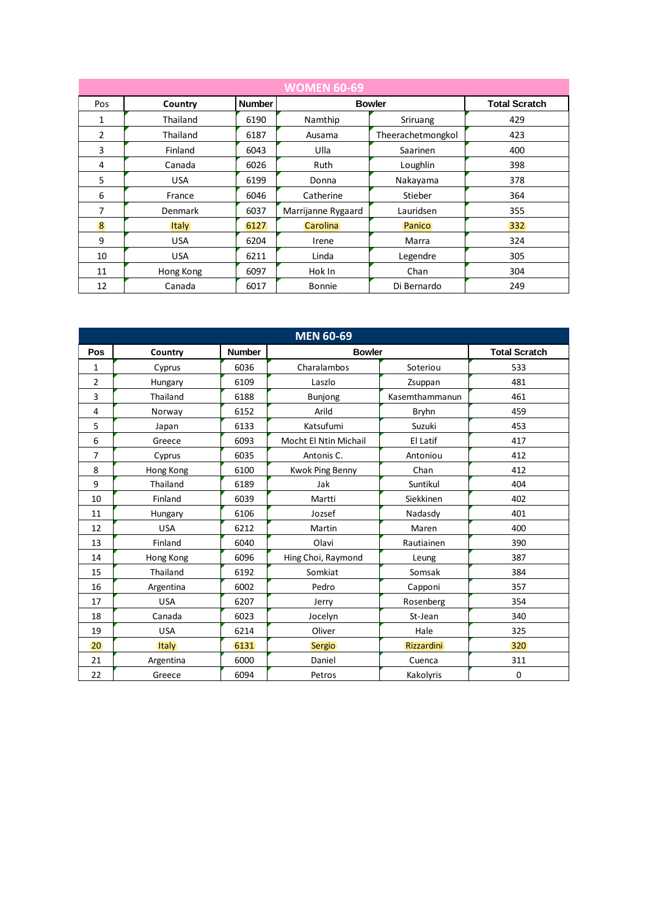## WOMEN 60-69

| Pos | Country | Number | Bowler | | Total Scratch |
|---|---|---|---|---|---|
| 1 | Thailand | 6190 | Namthip | Sriruang | 429 |
| 2 | Thailand | 6187 | Ausama | Theerachetmongkol | 423 |
| 3 | Finland | 6043 | Ulla | Saarinen | 400 |
| 4 | Canada | 6026 | Ruth | Loughlin | 398 |
| 5 | USA | 6199 | Donna | Nakayama | 378 |
| 6 | France | 6046 | Catherine | Stieber | 364 |
| 7 | Denmark | 6037 | Marrijanne Rygaard | Lauridsen | 355 |
| 8 | Italy | 6127 | Carolina | Panico | 332 |
| 9 | USA | 6204 | Irene | Marra | 324 |
| 10 | USA | 6211 | Linda | Legendre | 305 |
| 11 | Hong Kong | 6097 | Hok In | Chan | 304 |
| 12 | Canada | 6017 | Bonnie | Di Bernardo | 249 |

## MEN 60-69

| Pos | Country | Number | Bowler | | Total Scratch |
|---|---|---|---|---|---|
| 1 | Cyprus | 6036 | Charalambos | Soteriou | 533 |
| 2 | Hungary | 6109 | Laszlo | Zsuppan | 481 |
| 3 | Thailand | 6188 | Bunjong | Kasemthammanun | 461 |
| 4 | Norway | 6152 | Arild | Bryhn | 459 |
| 5 | Japan | 6133 | Katsufumi | Suzuki | 453 |
| 6 | Greece | 6093 | Mocht El Ntin Michail | El Latif | 417 |
| 7 | Cyprus | 6035 | Antonis C. | Antoniou | 412 |
| 8 | Hong Kong | 6100 | Kwok Ping Benny | Chan | 412 |
| 9 | Thailand | 6189 | Jak | Suntikul | 404 |
| 10 | Finland | 6039 | Martti | Siekkinen | 402 |
| 11 | Hungary | 6106 | Jozsef | Nadasdy | 401 |
| 12 | USA | 6212 | Martin | Maren | 400 |
| 13 | Finland | 6040 | Olavi | Rautiainen | 390 |
| 14 | Hong Kong | 6096 | Hing Choi, Raymond | Leung | 387 |
| 15 | Thailand | 6192 | Somkiat | Somsak | 384 |
| 16 | Argentina | 6002 | Pedro | Capponi | 357 |
| 17 | USA | 6207 | Jerry | Rosenberg | 354 |
| 18 | Canada | 6023 | Jocelyn | St-Jean | 340 |
| 19 | USA | 6214 | Oliver | Hale | 325 |
| 20 | Italy | 6131 | Sergio | Rizzardini | 320 |
| 21 | Argentina | 6000 | Daniel | Cuenca | 311 |
| 22 | Greece | 6094 | Petros | Kakolyris | 0 |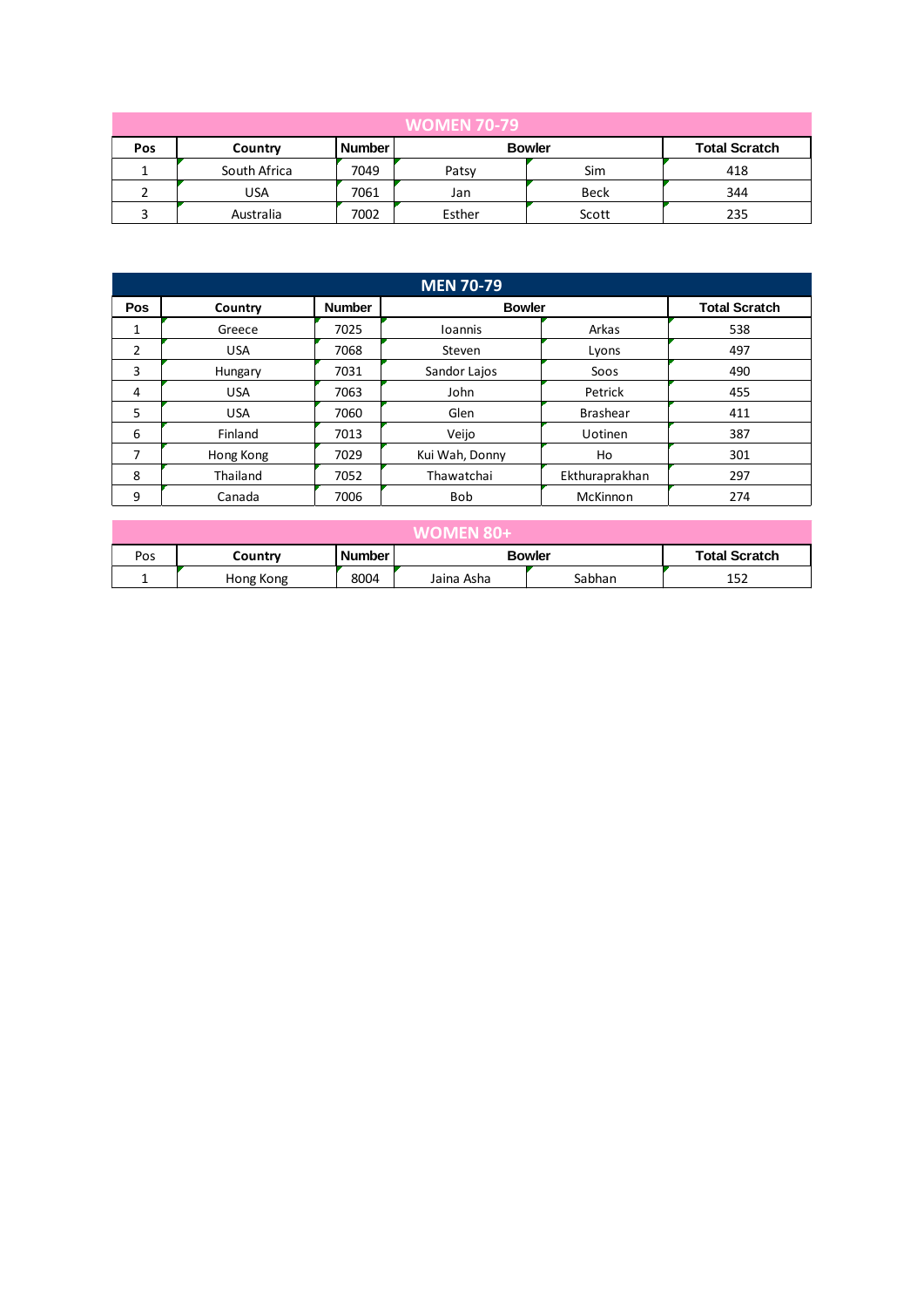## WOMEN 70-79

| Pos | Country | Number | Bowler | | Total Scratch |
|---|---|---|---|---|---|
| 1 | South Africa | 7049 | Patsy | Sim | 418 |
| 2 | USA | 7061 | Jan | Beck | 344 |
| 3 | Australia | 7002 | Esther | Scott | 235 |

## MEN 70-79

| Pos | Country | Number | Bowler | | Total Scratch |
|---|---|---|---|---|---|
| 1 | Greece | 7025 | Ioannis | Arkas | 538 |
| 2 | USA | 7068 | Steven | Lyons | 497 |
| 3 | Hungary | 7031 | Sandor Lajos | Soos | 490 |
| 4 | USA | 7063 | John | Petrick | 455 |
| 5 | USA | 7060 | Glen | Brashear | 411 |
| 6 | Finland | 7013 | Veijo | Uotinen | 387 |
| 7 | Hong Kong | 7029 | Kui Wah, Donny | Ho | 301 |
| 8 | Thailand | 7052 | Thawatchai | Ekthuraprakhan | 297 |
| 9 | Canada | 7006 | Bob | McKinnon | 274 |

## WOMEN 80+

| Pos | Country | Number | Bowler | | Total Scratch |
|---|---|---|---|---|---|
| 1 | Hong Kong | 8004 | Jaina Asha | Sabhan | 152 |